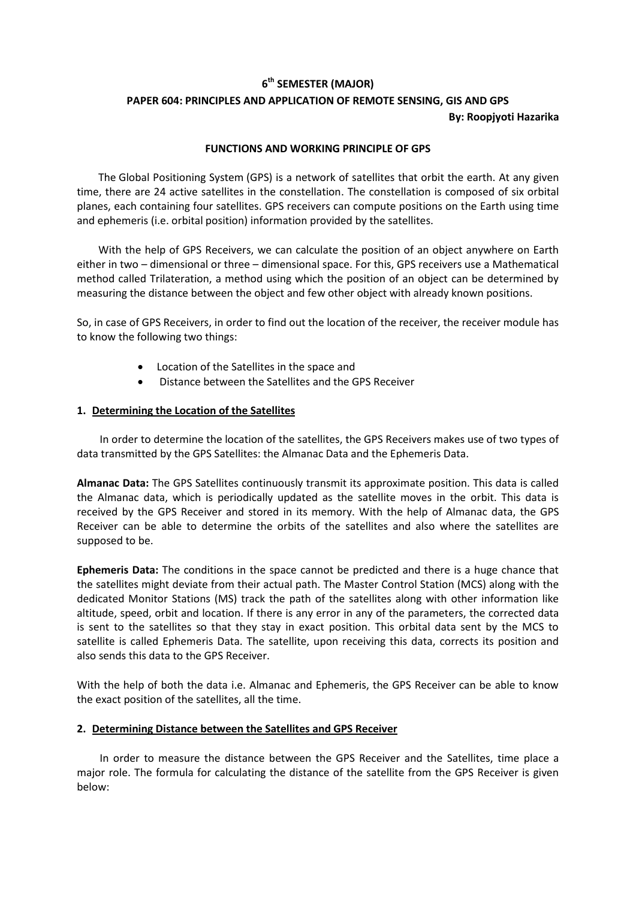**6th SEMESTER (MAJOR)**

**PAPER 604: PRINCIPLES AND APPLICATION OF REMOTE SENSING, GIS AND GPS**

**By: Roopjyoti Hazarika**

## FUNCTIONS AND WORKING PRINCIPLE OF GPS

The Global Positioning System (GPS) is a network of satellites that orbit the earth. At any given time, there are 24 active satellites in the constellation. The constellation is composed of six orbital planes, each containing four satellites. GPS receivers can compute positions on the Earth using time and ephemeris (i.e. orbital position) information provided by the satellites.

With the help of GPS Receivers, we can calculate the position of an object anywhere on Earth either in two – dimensional or three – dimensional space. For this, GPS receivers use a Mathematical method called Trilateration, a method using which the position of an object can be determined by measuring the distance between the object and few other object with already known positions.

So, in case of GPS Receivers, in order to find out the location of the receiver, the receiver module has to know the following two things:

- Location of the Satellites in the space and
- Distance between the Satellites and the GPS Receiver

### 1. Determining the Location of the Satellites

In order to determine the location of the satellites, the GPS Receivers makes use of two types of data transmitted by the GPS Satellites: the Almanac Data and the Ephemeris Data.

**Almanac Data:** The GPS Satellites continuously transmit its approximate position. This data is called the Almanac data, which is periodically updated as the satellite moves in the orbit. This data is received by the GPS Receiver and stored in its memory. With the help of Almanac data, the GPS Receiver can be able to determine the orbits of the satellites and also where the satellites are supposed to be.

**Ephemeris Data:** The conditions in the space cannot be predicted and there is a huge chance that the satellites might deviate from their actual path. The Master Control Station (MCS) along with the dedicated Monitor Stations (MS) track the path of the satellites along with other information like altitude, speed, orbit and location. If there is any error in any of the parameters, the corrected data is sent to the satellites so that they stay in exact position. This orbital data sent by the MCS to satellite is called Ephemeris Data. The satellite, upon receiving this data, corrects its position and also sends this data to the GPS Receiver.

With the help of both the data i.e. Almanac and Ephemeris, the GPS Receiver can be able to know the exact position of the satellites, all the time.

### 2. Determining Distance between the Satellites and GPS Receiver

In order to measure the distance between the GPS Receiver and the Satellites, time place a major role. The formula for calculating the distance of the satellite from the GPS Receiver is given below: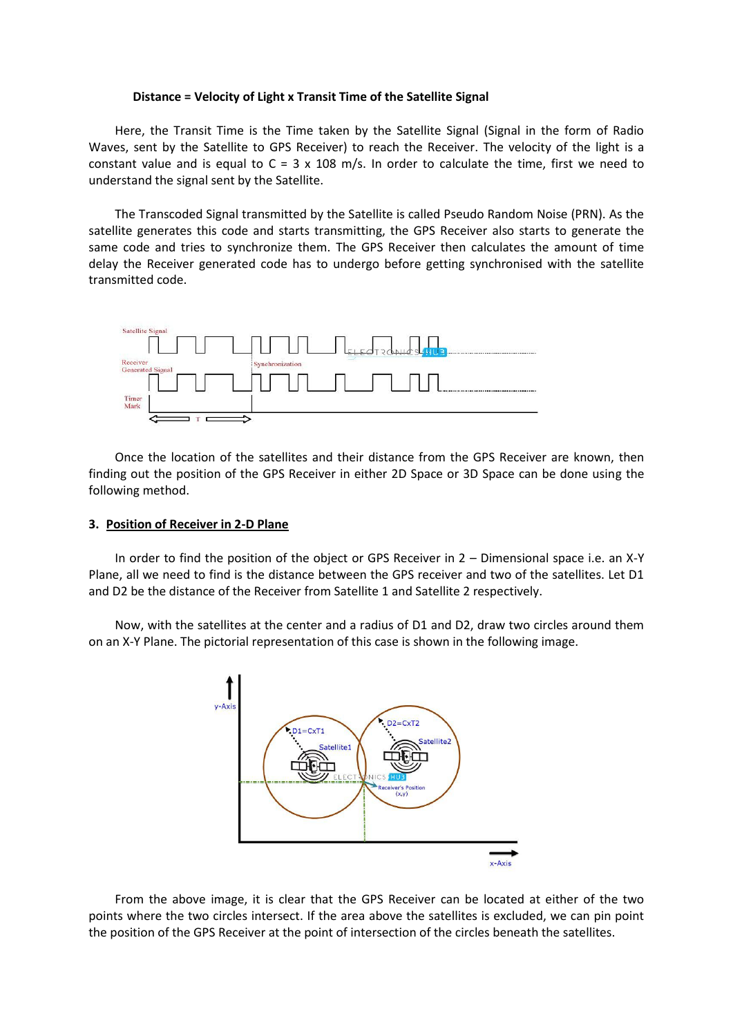**Distance = Velocity of Light x Transit Time of the Satellite Signal**

Here, the Transit Time is the Time taken by the Satellite Signal (Signal in the form of Radio Waves, sent by the Satellite to GPS Receiver) to reach the Receiver. The velocity of the light is a constant value and is equal to C = 3 x 108 m/s. In order to calculate the time, first we need to understand the signal sent by the Satellite.

The Transcoded Signal transmitted by the Satellite is called Pseudo Random Noise (PRN). As the satellite generates this code and starts transmitting, the GPS Receiver also starts to generate the same code and tries to synchronize them. The GPS Receiver then calculates the amount of time delay the Receiver generated code has to undergo before getting synchronised with the satellite transmitted code.

Once the location of the satellites and their distance from the GPS Receiver are known, then finding out the position of the GPS Receiver in either 2D Space or 3D Space can be done using the following method.

**3. Position of Receiver in 2-D Plane**

In order to find the position of the object or GPS Receiver in 2 – Dimensional space i.e. an X-Y Plane, all we need to find is the distance between the GPS receiver and two of the satellites. Let D1 and D2 be the distance of the Receiver from Satellite 1 and Satellite 2 respectively.

Now, with the satellites at the center and a radius of D1 and D2, draw two circles around them on an X-Y Plane. The pictorial representation of this case is shown in the following image.

From the above image, it is clear that the GPS Receiver can be located at either of the two points where the two circles intersect. If the area above the satellites is excluded, we can pin point the position of the GPS Receiver at the point of intersection of the circles beneath the satellites.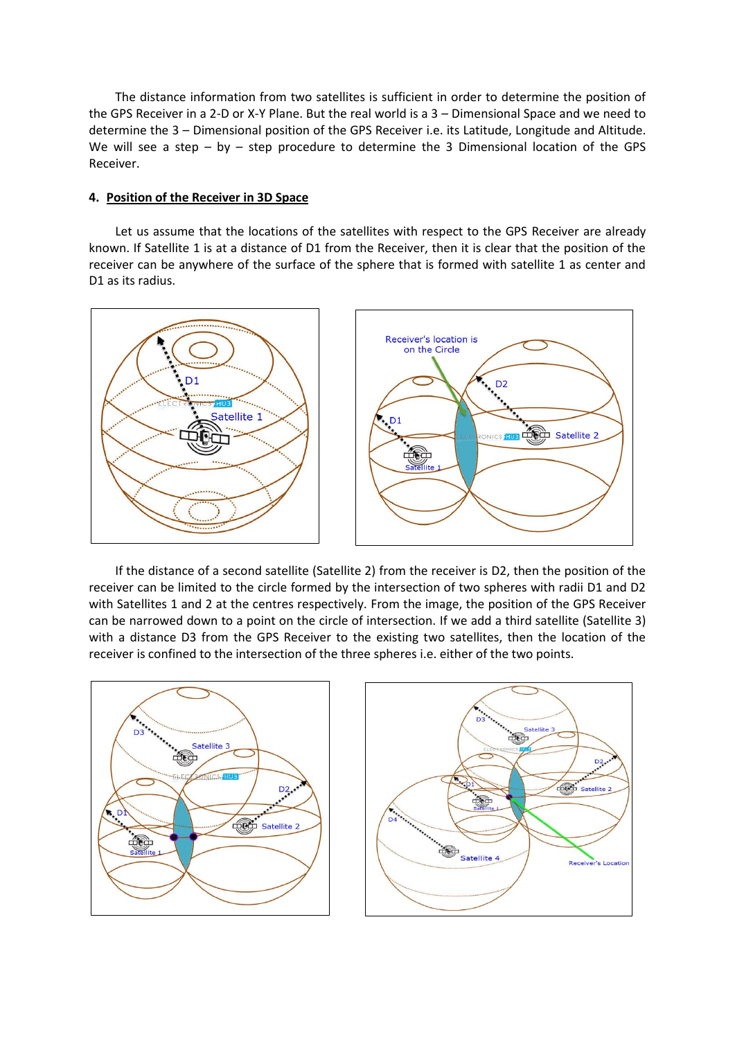The distance information from two satellites is sufficient in order to determine the position of the GPS Receiver in a 2-D or X-Y Plane. But the real world is a 3 – Dimensional Space and we need to determine the 3 – Dimensional position of the GPS Receiver i.e. its Latitude, Longitude and Altitude. We will see a step – by – step procedure to determine the 3 Dimensional location of the GPS Receiver.

## 4. Position of the Receiver in 3D Space

Let us assume that the locations of the satellites with respect to the GPS Receiver are already known. If Satellite 1 is at a distance of D1 from the Receiver, then it is clear that the position of the receiver can be anywhere of the surface of the sphere that is formed with satellite 1 as center and D1 as its radius.

If the distance of a second satellite (Satellite 2) from the receiver is D2, then the position of the receiver can be limited to the circle formed by the intersection of two spheres with radii D1 and D2 with Satellites 1 and 2 at the centres respectively. From the image, the position of the GPS Receiver can be narrowed down to a point on the circle of intersection. If we add a third satellite (Satellite 3) with a distance D3 from the GPS Receiver to the existing two satellites, then the location of the receiver is confined to the intersection of the three spheres i.e. either of the two points.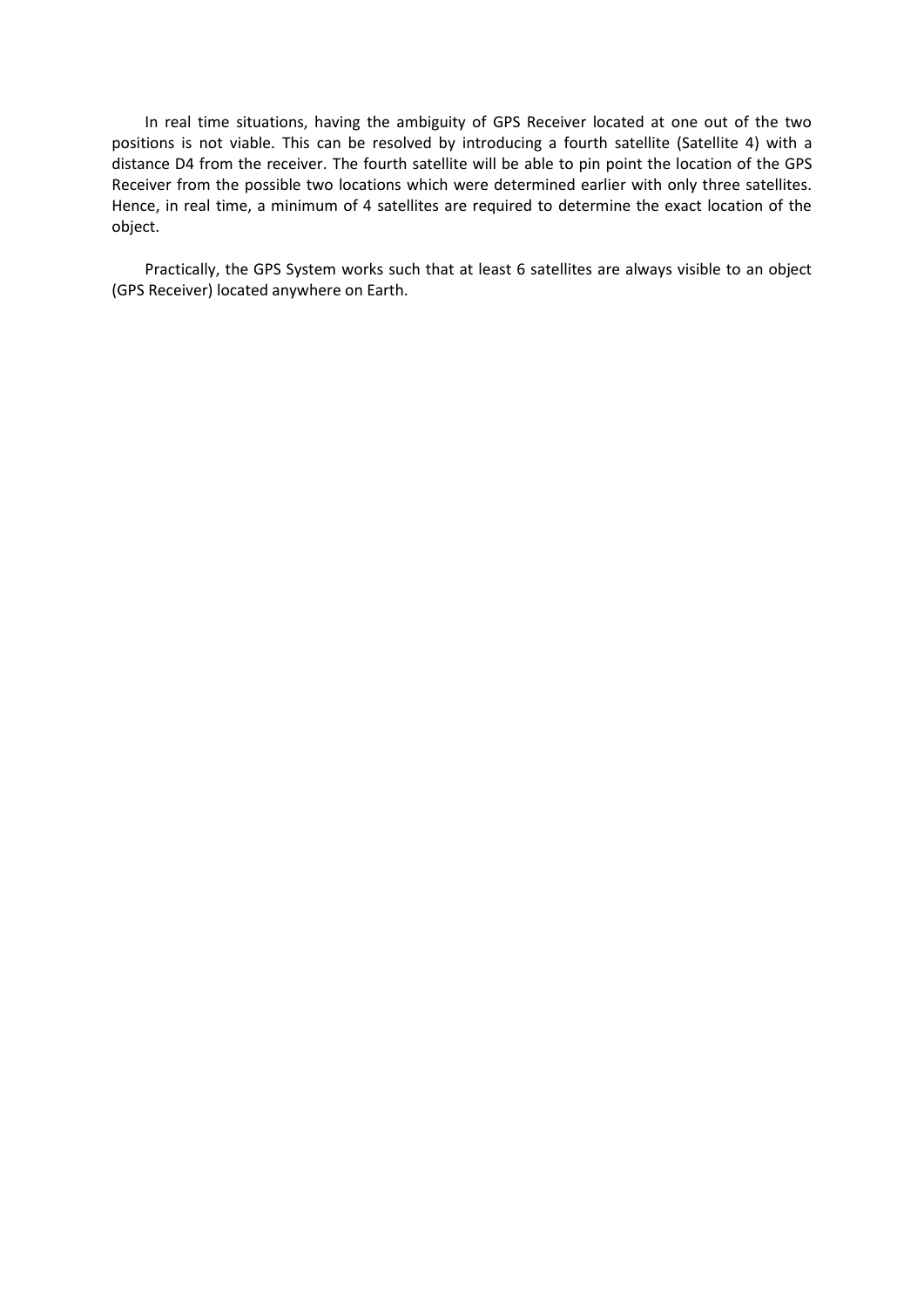In real time situations, having the ambiguity of GPS Receiver located at one out of the two positions is not viable. This can be resolved by introducing a fourth satellite (Satellite 4) with a distance D4 from the receiver. The fourth satellite will be able to pin point the location of the GPS Receiver from the possible two locations which were determined earlier with only three satellites. Hence, in real time, a minimum of 4 satellites are required to determine the exact location of the object.

Practically, the GPS System works such that at least 6 satellites are always visible to an object (GPS Receiver) located anywhere on Earth.